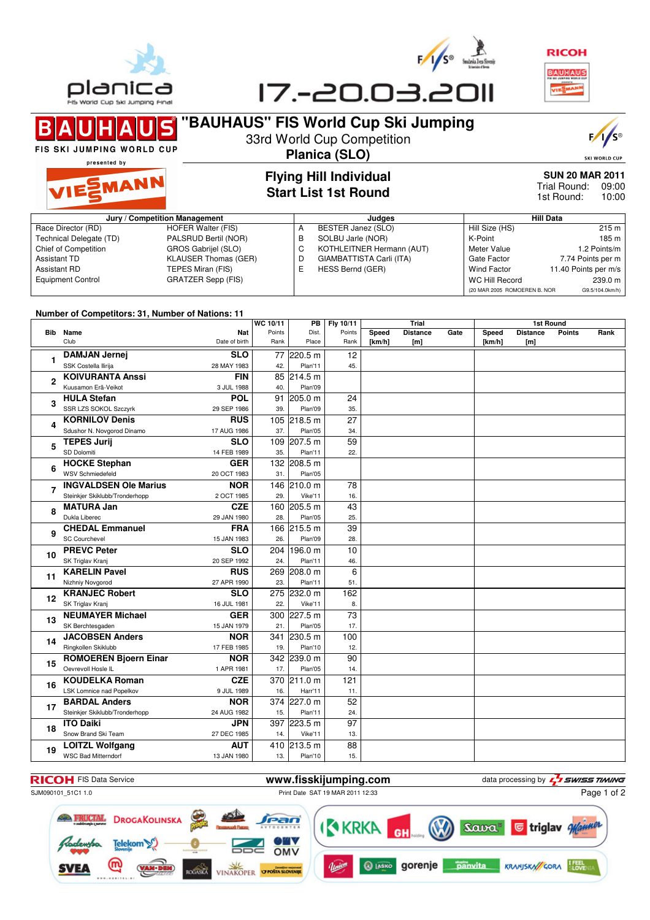planica
FIS World Cup Ski Jumping Final

17.-20.03.2011

# "BAUHAUS" FIS World Cup Ski Jumping

33rd World Cup Competition

**Planica (SLO)**

BAUHAUS FIS SKI JUMPING WORLD CUP presented by VIESSMANN

## Flying Hill Individual
## Start List 1st Round

**SUN 20 MAR 2011**
Trial Round: 09:00
1st Round: 10:00

| Jury / Competition Management | | Judges | | Hill Data | |
|---|---|---|---|---|---|
| Race Director (RD) | HOFER Walter (FIS) | A | BESTER Janez (SLO) | Hill Size (HS) | 215 m |
| Technical Delegate (TD) | PALSRUD Bertil (NOR) | B | SOLBU Jarle (NOR) | K-Point | 185 m |
| Chief of Competition | GROS Gabrijel (SLO) | C | KOTHLEITNER Hermann (AUT) | Meter Value | 1.2 Points/m |
| Assistant TD | KLAUSER Thomas (GER) | D | GIAMBATTISTA Carli (ITA) | Gate Factor | 7.74 Points per m |
| Assistant RD | TEPES Miran (FIS) | E | HESS Bernd (GER) | Wind Factor | 11.40 Points per m/s |
| Equipment Control | GRATZER Sepp (FIS) | | | WC Hill Record | 239.0 m |
| | | | | (20 MAR 2005 ROMOEREN B. NOR | G9.5/104.0km/h) |

**Number of Competitors: 31, Number of Nations: 11**

| Bib | Name / Club | Nat / Date of birth | WC 10/11 Points / Rank | PB Dist. / Place | Fly 10/11 Points / Rank | Trial Speed [km/h] | Trial Distance [m] | Trial Gate | 1st Round Speed [km/h] | 1st Round Distance [m] | 1st Round Points | 1st Round Rank |
|---|---|---|---|---|---|---|---|---|---|---|---|---|
| 1 | **DAMJAN Jernej** SSK Costella Ilirija | SLO 28 MAY 1983 | 77 42. | 220.5 m Plan'11 | 12 45. | | | | | | | |
| 2 | **KOIVURANTA Anssi** Kuusamon Erä-Veikot | FIN 3 JUL 1988 | 85 40. | 214.5 m Plan'09 | | | | | | | | |
| 3 | **HULA Stefan** SSR LZS SOKOL Szczyrk | POL 29 SEP 1986 | 91 39. | 205.0 m Plan'09 | 24 35. | | | | | | | |
| 4 | **KORNILOV Denis** Sdushor N. Novgorod Dinamo | RUS 17 AUG 1986 | 105 37. | 218.5 m Plan'05 | 27 34. | | | | | | | |
| 5 | **TEPES Jurij** SD Dolomiti | SLO 14 FEB 1989 | 109 35. | 207.5 m Plan'11 | 59 22. | | | | | | | |
| 6 | **HOCKE Stephan** WSV Schmiedefeld | GER 20 OCT 1983 | 132 31. | 208.5 m Plan'05 | | | | | | | | |
| 7 | **INGVALDSEN Ole Marius** Steinkjer Skiklubb/Tronderhopp | NOR 2 OCT 1985 | 146 29. | 210.0 m Vike'11 | 78 16. | | | | | | | |
| 8 | **MATURA Jan** Dukla Liberec | CZE 29 JAN 1980 | 160 28. | 205.5 m Plan'05 | 43 25. | | | | | | | |
| 9 | **CHEDAL Emmanuel** SC Courchevel | FRA 15 JAN 1983 | 166 26. | 215.5 m Plan'09 | 39 28. | | | | | | | |
| 10 | **PREVC Peter** SK Triglav Kranj | SLO 20 SEP 1992 | 204 24. | 196.0 m Plan'11 | 10 46. | | | | | | | |
| 11 | **KARELIN Pavel** Nizhniy Novgorod | RUS 27 APR 1990 | 269 23. | 208.0 m Plan'11 | 6 51. | | | | | | | |
| 12 | **KRANJEC Robert** SK Triglav Kranj | SLO 16 JUL 1981 | 275 22. | 232.0 m Vike'11 | 162 8. | | | | | | | |
| 13 | **NEUMAYER Michael** SK Berchtesgaden | GER 15 JAN 1979 | 300 21. | 227.5 m Plan'05 | 73 17. | | | | | | | |
| 14 | **JACOBSEN Anders** Ringkollen Skiklubb | NOR 17 FEB 1985 | 341 19. | 230.5 m Plan'10 | 100 12. | | | | | | | |
| 15 | **ROMOEREN Bjoern Einar** Oevrevoll Hosle IL | NOR 1 APR 1981 | 342 17. | 239.0 m Plan'05 | 90 14. | | | | | | | |
| 16 | **KOUDELKA Roman** LSK Lomnice nad Popelkov | CZE 9 JUL 1989 | 370 16. | 211.0 m Harr'11 | 121 11. | | | | | | | |
| 17 | **BARDAL Anders** Steinkjer Skiklubb/Tronderhopp | NOR 24 AUG 1982 | 374 15. | 227.0 m Plan'11 | 52 24. | | | | | | | |
| 18 | **ITO Daiki** Snow Brand Ski Team | JPN 27 DEC 1985 | 397 14. | 223.5 m Vike'11 | 97 13. | | | | | | | |
| 19 | **LOITZL Wolfgang** WSC Bad Mitterndorf | AUT 13 JAN 1980 | 410 13. | 213.5 m Plan'10 | 88 15. | | | | | | | |

RICOH FIS Data Service — www.fisskijumping.com — data processing by SWISS TIMING

SJM090101_51C1 1.0 — Print Date SAT 19 MAR 2011 12:33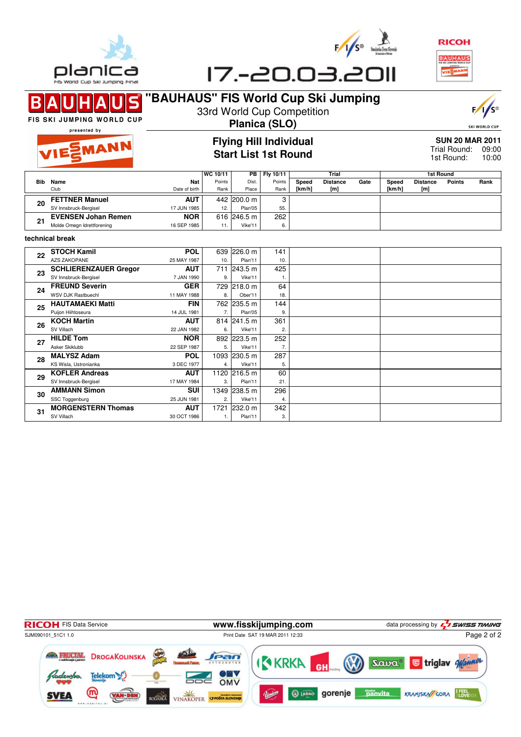# "BAUHAUS" FIS World Cup Ski Jumping

33rd World Cup Competition

**Planica (SLO)**

## Flying Hill Individual
## Start List 1st Round

**SUN 20 MAR 2011**
Trial Round: 09:00
1st Round: 10:00

| Bib | Name / Club | Nat / Date of birth | WC 10/11 Points / Rank | PB Dist. / Place | Fly 10/11 Points / Rank | Trial Speed [km/h] | Trial Distance [m] | Trial Gate | 1st Round Speed [km/h] | 1st Round Distance [m] | 1st Round Points | 1st Round Rank |
|---|---|---|---|---|---|---|---|---|---|---|---|---|
| 20 | **FETTNER Manuel** SV Innsbruck-Bergisel | **AUT** 17 JUN 1985 | 442 / 12. | 200.0 m / Plan'05 | 3 / 55. | | | | | | | |
| 21 | **EVENSEN Johan Remen** Molde Omegn Idrettforening | **NOR** 16 SEP 1985 | 616 / 11. | 246.5 m / Vike'11 | 262 / 6. | | | | | | | |
| | **technical break** | | | | | | | | | | | |
| 22 | **STOCH Kamil** AZS ZAKOPANE | **POL** 25 MAY 1987 | 639 / 10. | 226.0 m / Plan'11 | 141 / 10. | | | | | | | |
| 23 | **SCHLIERENZAUER Gregor** SV Innsbruck-Bergisel | **AUT** 7 JAN 1990 | 711 / 9. | 243.5 m / Vike'11 | 425 / 1. | | | | | | | |
| 24 | **FREUND Severin** WSV DJK Rastbuechl | **GER** 11 MAY 1988 | 729 / 8. | 218.0 m / Ober'11 | 64 / 18. | | | | | | | |
| 25 | **HAUTAMAEKI Matti** Puijon Hiihtoseura | **FIN** 14 JUL 1981 | 762 / 7. | 235.5 m / Plan'05 | 144 / 9. | | | | | | | |
| 26 | **KOCH Martin** SV Villach | **AUT** 22 JAN 1982 | 814 / 6. | 241.5 m / Vike'11 | 361 / 2. | | | | | | | |
| 27 | **HILDE Tom** Asker Skiklubb | **NOR** 22 SEP 1987 | 892 / 5. | 223.5 m / Vike'11 | 252 / 7. | | | | | | | |
| 28 | **MALYSZ Adam** KS Wisla, Ustronianka | **POL** 3 DEC 1977 | 1093 / 4. | 230.5 m / Vike'11 | 287 / 5. | | | | | | | |
| 29 | **KOFLER Andreas** SV Innsbruck-Bergisel | **AUT** 17 MAY 1984 | 1120 / 3. | 216.5 m / Plan'11 | 60 / 21. | | | | | | | |
| 30 | **AMMANN Simon** SSC Toggenburg | **SUI** 25 JUN 1981 | 1349 / 2. | 238.5 m / Vike'11 | 296 / 4. | | | | | | | |
| 31 | **MORGENSTERN Thomas** SV Villach | **AUT** 30 OCT 1986 | 1721 / 1. | 232.0 m / Plan'11 | 342 / 3. | | | | | | | |

RICOH FIS Data Service — www.fisskijumping.com — data processing by SWISS TIMING

SJM090101_51C1 1.0 — Print Date SAT 19 MAR 2011 12:33